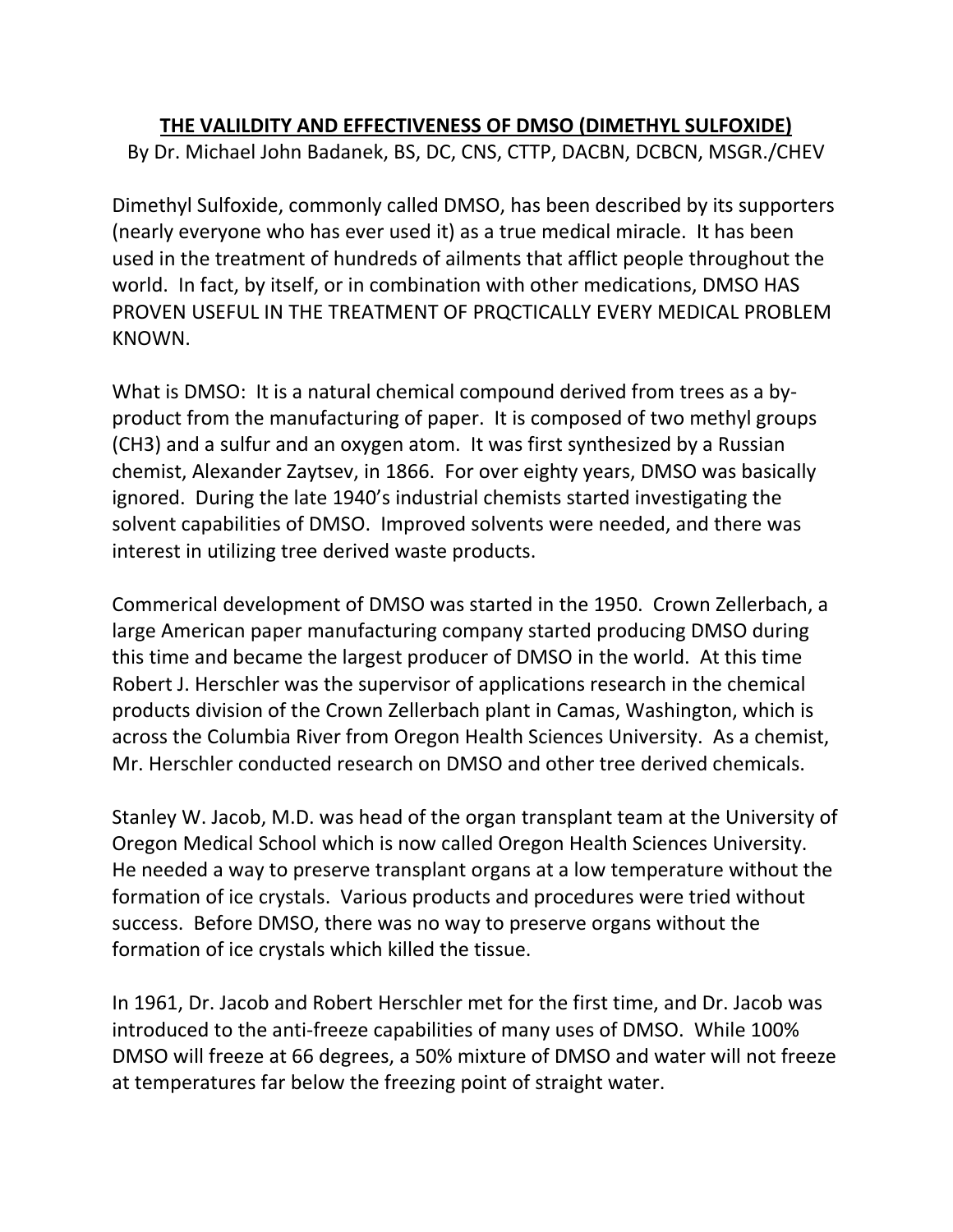**THE VALILDITY AND EFFECTIVENESS OF DMSO (DIMETHYL SULFOXIDE)**

By Dr. Michael John Badanek, BS, DC, CNS, CTTP, DACBN, DCBCN, MSGR./CHEV

Dimethyl Sulfoxide, commonly called DMSO, has been described by its supporters (nearly everyone who has ever used it) as a true medical miracle. It has been used in the treatment of hundreds of ailments that afflict people throughout the world. In fact, by itself, or in combination with other medications, DMSO HAS PROVEN USEFUL IN THE TREATMENT OF PRQCTICALLY EVERY MEDICAL PROBLEM KNOWN.

What is DMSO: It is a natural chemical compound derived from trees as a by-product from the manufacturing of paper. It is composed of two methyl groups ($CH_3$) and a sulfur and an oxygen atom. It was first synthesized by a Russian chemist, Alexander Zaytsev, in 1866. For over eighty years, DMSO was basically ignored. During the late 1940's industrial chemists started investigating the solvent capabilities of DMSO. Improved solvents were needed, and there was interest in utilizing tree derived waste products.

Commerical development of DMSO was started in the 1950. Crown Zellerbach, a large American paper manufacturing company started producing DMSO during this time and became the largest producer of DMSO in the world. At this time Robert J. Herschler was the supervisor of applications research in the chemical products division of the Crown Zellerbach plant in Camas, Washington, which is across the Columbia River from Oregon Health Sciences University. As a chemist, Mr. Herschler conducted research on DMSO and other tree derived chemicals.

Stanley W. Jacob, M.D. was head of the organ transplant team at the University of Oregon Medical School which is now called Oregon Health Sciences University. He needed a way to preserve transplant organs at a low temperature without the formation of ice crystals. Various products and procedures were tried without success. Before DMSO, there was no way to preserve organs without the formation of ice crystals which killed the tissue.

In 1961, Dr. Jacob and Robert Herschler met for the first time, and Dr. Jacob was introduced to the anti-freeze capabilities of many uses of DMSO. While 100% DMSO will freeze at 66 degrees, a 50% mixture of DMSO and water will not freeze at temperatures far below the freezing point of straight water.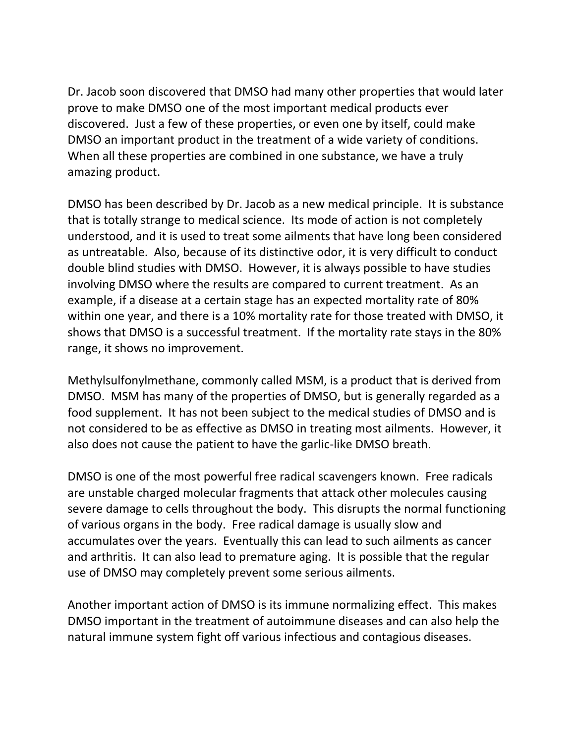Dr. Jacob soon discovered that DMSO had many other properties that would later prove to make DMSO one of the most important medical products ever discovered. Just a few of these properties, or even one by itself, could make DMSO an important product in the treatment of a wide variety of conditions. When all these properties are combined in one substance, we have a truly amazing product.

DMSO has been described by Dr. Jacob as a new medical principle. It is substance that is totally strange to medical science. Its mode of action is not completely understood, and it is used to treat some ailments that have long been considered as untreatable. Also, because of its distinctive odor, it is very difficult to conduct double blind studies with DMSO. However, it is always possible to have studies involving DMSO where the results are compared to current treatment. As an example, if a disease at a certain stage has an expected mortality rate of 80% within one year, and there is a 10% mortality rate for those treated with DMSO, it shows that DMSO is a successful treatment. If the mortality rate stays in the 80% range, it shows no improvement.

Methylsulfonylmethane, commonly called MSM, is a product that is derived from DMSO. MSM has many of the properties of DMSO, but is generally regarded as a food supplement. It has not been subject to the medical studies of DMSO and is not considered to be as effective as DMSO in treating most ailments. However, it also does not cause the patient to have the garlic-like DMSO breath.

DMSO is one of the most powerful free radical scavengers known. Free radicals are unstable charged molecular fragments that attack other molecules causing severe damage to cells throughout the body. This disrupts the normal functioning of various organs in the body. Free radical damage is usually slow and accumulates over the years. Eventually this can lead to such ailments as cancer and arthritis. It can also lead to premature aging. It is possible that the regular use of DMSO may completely prevent some serious ailments.

Another important action of DMSO is its immune normalizing effect. This makes DMSO important in the treatment of autoimmune diseases and can also help the natural immune system fight off various infectious and contagious diseases.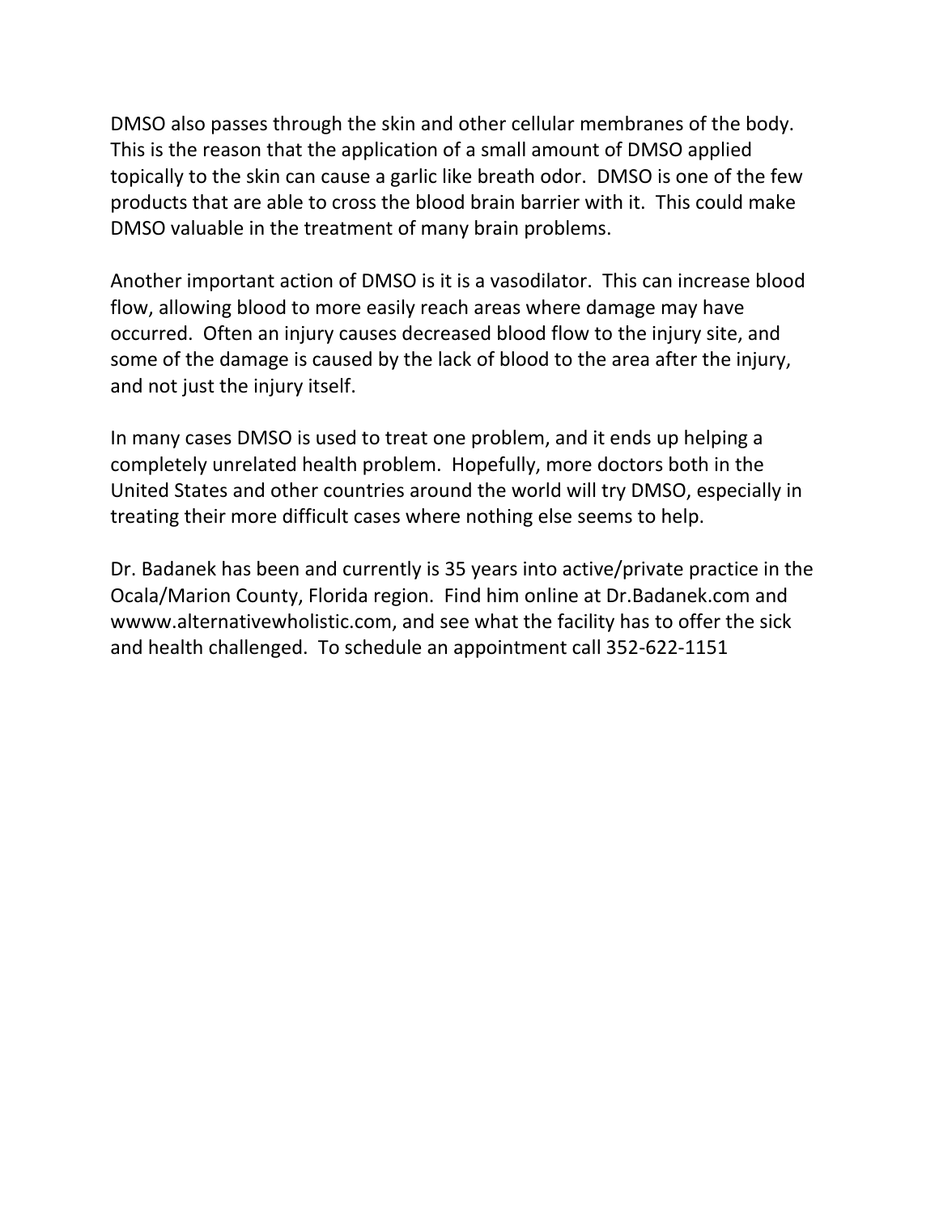DMSO also passes through the skin and other cellular membranes of the body. This is the reason that the application of a small amount of DMSO applied topically to the skin can cause a garlic like breath odor. DMSO is one of the few products that are able to cross the blood brain barrier with it. This could make DMSO valuable in the treatment of many brain problems.

Another important action of DMSO is it is a vasodilator. This can increase blood flow, allowing blood to more easily reach areas where damage may have occurred. Often an injury causes decreased blood flow to the injury site, and some of the damage is caused by the lack of blood to the area after the injury, and not just the injury itself.

In many cases DMSO is used to treat one problem, and it ends up helping a completely unrelated health problem. Hopefully, more doctors both in the United States and other countries around the world will try DMSO, especially in treating their more difficult cases where nothing else seems to help.

Dr. Badanek has been and currently is 35 years into active/private practice in the Ocala/Marion County, Florida region. Find him online at Dr.Badanek.com and wwww.alternativewholistic.com, and see what the facility has to offer the sick and health challenged. To schedule an appointment call 352-622-1151